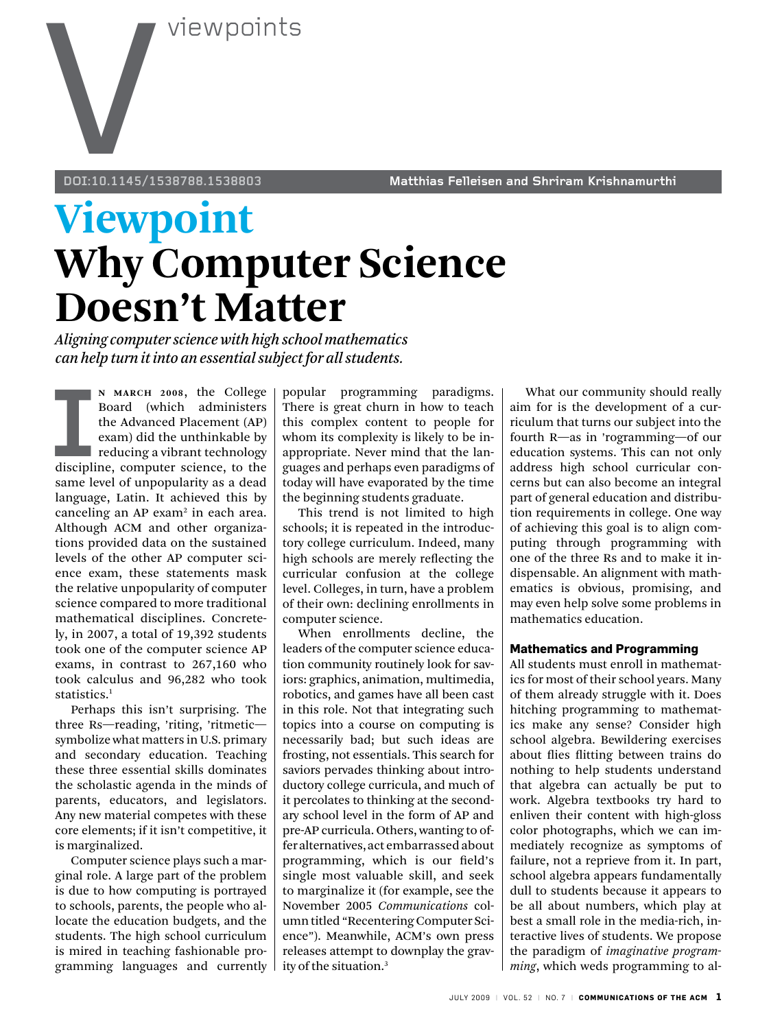viewpoints

DOI:10.1145/1538788.1538803 Matthias Felleisen and Shriram Krishnamurthi

# Viewpoint
# Why Computer Science Doesn't Matter

*Aligning computer science with high school mathematics can help turn it into an essential subject for all students.*

In March 2008, the College Board (which administers the Advanced Placement (AP) exam) did the unthinkable by reducing a vibrant technology discipline, computer science, to the same level of unpopularity as a dead language, Latin. It achieved this by canceling an AP exam[2] in each area. Although ACM and other organizations provided data on the sustained levels of the other AP computer science exam, these statements mask the relative unpopularity of computer science compared to more traditional mathematical disciplines. Concretely, in 2007, a total of 19,392 students took one of the computer science AP exams, in contrast to 267,160 who took calculus and 96,282 who took statistics.[1]

Perhaps this isn't surprising. The three Rs—reading, 'riting, 'ritmetic—symbolize what matters in U.S. primary and secondary education. Teaching these three essential skills dominates the scholastic agenda in the minds of parents, educators, and legislators. Any new material competes with these core elements; if it isn't competitive, it is marginalized.

Computer science plays such a marginal role. A large part of the problem is due to how computing is portrayed to schools, parents, the people who allocate the education budgets, and the students. The high school curriculum is mired in teaching fashionable programming languages and currently popular programming paradigms. There is great churn in how to teach this complex content to people for whom its complexity is likely to be inappropriate. Never mind that the languages and perhaps even paradigms of today will have evaporated by the time the beginning students graduate.

This trend is not limited to high schools; it is repeated in the introductory college curriculum. Indeed, many high schools are merely reflecting the curricular confusion at the college level. Colleges, in turn, have a problem of their own: declining enrollments in computer science.

When enrollments decline, the leaders of the computer science education community routinely look for saviors: graphics, animation, multimedia, robotics, and games have all been cast in this role. Not that integrating such topics into a course on computing is necessarily bad; but such ideas are frosting, not essentials. This search for saviors pervades thinking about introductory college curricula, and much of it percolates to thinking at the secondary school level in the form of AP and pre-AP curricula. Others, wanting to offer alternatives, act embarrassed about programming, which is our field's single most valuable skill, and seek to marginalize it (for example, see the November 2005 *Communications* column titled "Recentering Computer Science"). Meanwhile, ACM's own press releases attempt to downplay the gravity of the situation.[3]

What our community should really aim for is the development of a curriculum that turns our subject into the fourth R—as in 'rogramming—of our education systems. This can not only address high school curricular concerns but can also become an integral part of general education and distribution requirements in college. One way of achieving this goal is to align computing through programming with one of the three Rs and to make it indispensable. An alignment with mathematics is obvious, promising, and may even help solve some problems in mathematics education.

### Mathematics and Programming

All students must enroll in mathematics for most of their school years. Many of them already struggle with it. Does hitching programming to mathematics make any sense? Consider high school algebra. Bewildering exercises about flies flitting between trains do nothing to help students understand that algebra can actually be put to work. Algebra textbooks try hard to enliven their content with high-gloss color photographs, which we can immediately recognize as symptoms of failure, not a reprieve from it. In part, school algebra appears fundamentally dull to students because it appears to be all about numbers, which play at best a small role in the media-rich, interactive lives of students. We propose the paradigm of *imaginative programming*, which weds programming to al-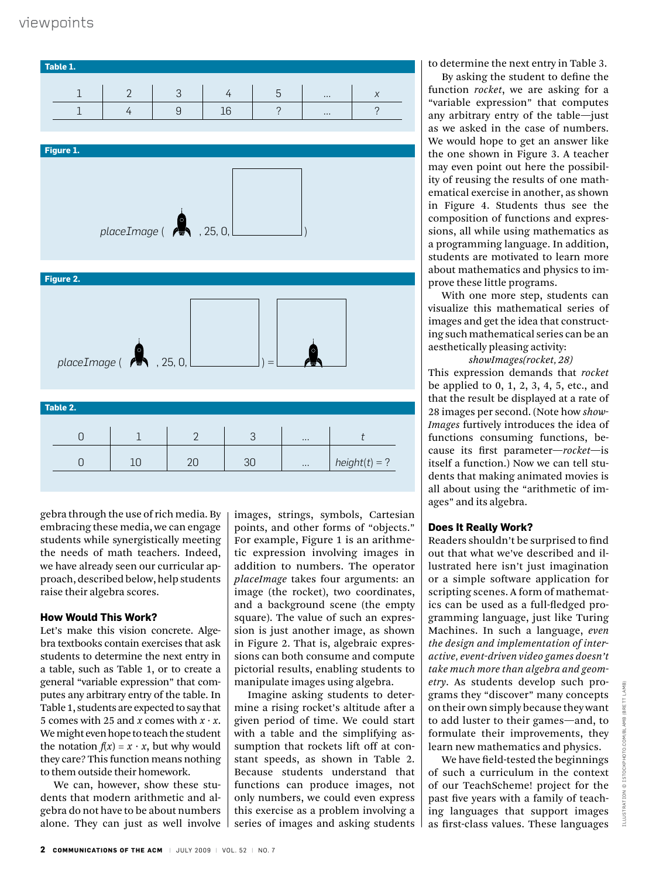**Table 1.**

| 1 | 2 | 3 | 4 | 5 | ... | $x$ |
|---|---|---|---|---|---|---|
| 1 | 4 | 9 | 16 | ? | ... | ? |

**Figure 1.**

*placeImage* ( , 25, 0, )

**Figure 2.**

*placeImage* ( , 25, 0, ) =

**Table 2.**

| 0 | 1 | 2 | 3 | ... | $t$ |
|---|---|---|---|---|---|
| 0 | 10 | 20 | 30 | ... | *height*($t$) = ? |

gebra through the use of rich media. By embracing these media, we can engage students while synergistically meeting the needs of math teachers. Indeed, we have already seen our curricular approach, described below, help students raise their algebra scores.

### How Would This Work?

Let's make this vision concrete. Algebra textbooks contain exercises that ask students to determine the next entry in a table, such as Table 1, or to create a general "variable expression" that computes any arbitrary entry of the table. In Table 1, students are expected to say that 5 comes with 25 and $x$ comes with $x \cdot x$. We might even hope to teach the student the notation $f(x) = x \cdot x$, but why would they care? This function means nothing to them outside their homework.

We can, however, show these students that modern arithmetic and algebra do not have to be about numbers alone. They can just as well involve images, strings, symbols, Cartesian points, and other forms of "objects." For example, Figure 1 is an arithmetic expression involving images in addition to numbers. The operator *placeImage* takes four arguments: an image (the rocket), two coordinates, and a background scene (the empty square). The value of such an expression is just another image, as shown in Figure 2. That is, algebraic expressions can both consume and compute pictorial results, enabling students to manipulate images using algebra.

Imagine asking students to determine a rising rocket's altitude after a given period of time. We could start with a table and the simplifying assumption that rockets lift off at constant speeds, as shown in Table 2. Because students understand that functions can produce images, not only numbers, we could even express this exercise as a problem involving a series of images and asking students to determine the next entry in Table 3.

By asking the student to define the function *rocket*, we are asking for a "variable expression" that computes any arbitrary entry of the table—just as we asked in the case of numbers. We would hope to get an answer like the one shown in Figure 3. A teacher may even point out here the possibility of reusing the results of one mathematical exercise in another, as shown in Figure 4. Students thus see the composition of functions and expressions, all while using mathematics as a programming language. In addition, students are motivated to learn more about mathematics and physics to improve these little programs.

With one more step, students can visualize this mathematical series of images and get the idea that constructing such mathematical series can be an aesthetically pleasing activity:

*showImages(rocket, 28)*

This expression demands that *rocket* be applied to 0, 1, 2, 3, 4, 5, etc., and that the result be displayed at a rate of 28 images per second. (Note how *showImages* furtively introduces the idea of functions consuming functions, because its first parameter—*rocket*—is itself a function.) Now we can tell students that making animated movies is all about using the "arithmetic of images" and its algebra.

### Does It Really Work?

Readers shouldn't be surprised to find out that what we've described and illustrated here isn't just imagination or a simple software application for scripting scenes. A form of mathematics can be used as a full-fledged programming language, just like Turing Machines. In such a language, *even the design and implementation of interactive, event-driven video games doesn't take much more than algebra and geometry*. As students develop such programs they "discover" many concepts on their own simply because they want to add luster to their games—and, to formulate their improvements, they learn new mathematics and physics.

We have field-tested the beginnings of such a curriculum in the context of our TeachScheme! project for the past five years with a family of teaching languages that support images as first-class values. These languages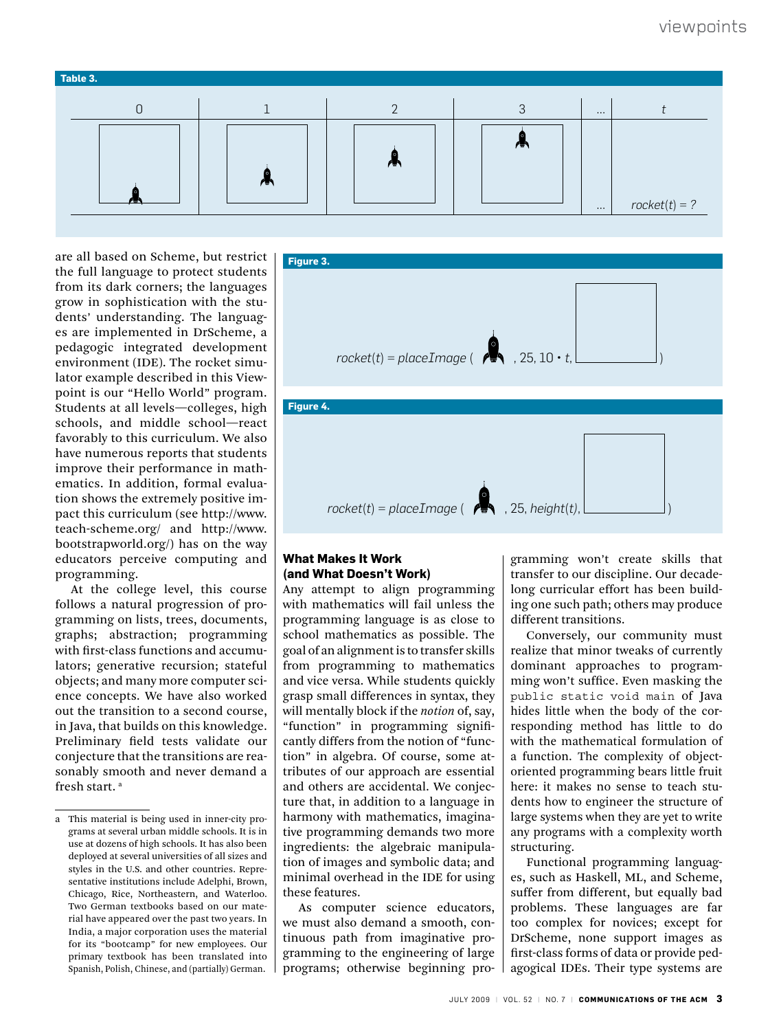**Table 3.**

| 0 | 1 | 2 | 3 | … | $t$ |
|---|---|---|---|---|---|
|  |  |  |  | … | *rocket*($t$) = ? |

**Figure 3.**

*rocket*($t$) = *placeImage* ( , 25, 10 • $t$, )

**Figure 4.**

*rocket*($t$) = *placeImage* ( , 25, *height*($t$), )

are all based on Scheme, but restrict the full language to protect students from its dark corners; the languages grow in sophistication with the students' understanding. The languages are implemented in DrScheme, a pedagogic integrated development environment (IDE). The rocket simulator example described in this Viewpoint is our "Hello World" program. Students at all levels—colleges, high schools, and middle school—react favorably to this curriculum. We also have numerous reports that students improve their performance in mathematics. In addition, formal evaluation shows the extremely positive impact this curriculum (see http://www.teach-scheme.org/ and http://www.bootstrapworld.org/) has on the way educators perceive computing and programming.

At the college level, this course follows a natural progression of programming on lists, trees, documents, graphs; abstraction; programming with first-class functions and accumulators; generative recursion; stateful objects; and many more computer science concepts. We have also worked out the transition to a second course, in Java, that builds on this knowledge. Preliminary field tests validate our conjecture that the transitions are reasonably smooth and never demand a fresh start.[a]

### What Makes It Work (and What Doesn't Work)

Any attempt to align programming with mathematics will fail unless the programming language is as close to school mathematics as possible. The goal of an alignment is to transfer skills from programming to mathematics and vice versa. While students quickly grasp small differences in syntax, they will mentally block if the *notion* of, say, "function" in programming significantly differs from the notion of "function" in algebra. Of course, some attributes of our approach are essential and others are accidental. We conjecture that, in addition to a language in harmony with mathematics, imaginative programming demands two more ingredients: the algebraic manipulation of images and symbolic data; and minimal overhead in the IDE for using these features.

As computer science educators, we must also demand a smooth, continuous path from imaginative programming to the engineering of large programs; otherwise beginning programming won't create skills that transfer to our discipline. Our decade-long curricular effort has been building one such path; others may produce different transitions.

Conversely, our community must realize that minor tweaks of currently dominant approaches to programming won't suffice. Even masking the `public static void main` of Java hides little when the body of the corresponding method has little to do with the mathematical formulation of a function. The complexity of object-oriented programming bears little fruit here: it makes no sense to teach students how to engineer the structure of large systems when they are yet to write any programs with a complexity worth structuring.

Functional programming languages, such as Haskell, ML, and Scheme, suffer from different, but equally bad problems. These languages are far too complex for novices; except for DrScheme, none support images as first-class forms of data or provide pedagogical IDEs. Their type systems are

---

[a] This material is being used in inner-city programs at several urban middle schools. It is in use at dozens of high schools. It has also been deployed at several universities of all sizes and styles in the U.S. and other countries. Representative institutions include Adelphi, Brown, Chicago, Rice, Northeastern, and Waterloo. Two German textbooks based on our material have appeared over the past two years. In India, a major corporation uses the material for its "bootcamp" for new employees. Our primary textbook has been translated into Spanish, Polish, Chinese, and (partially) German.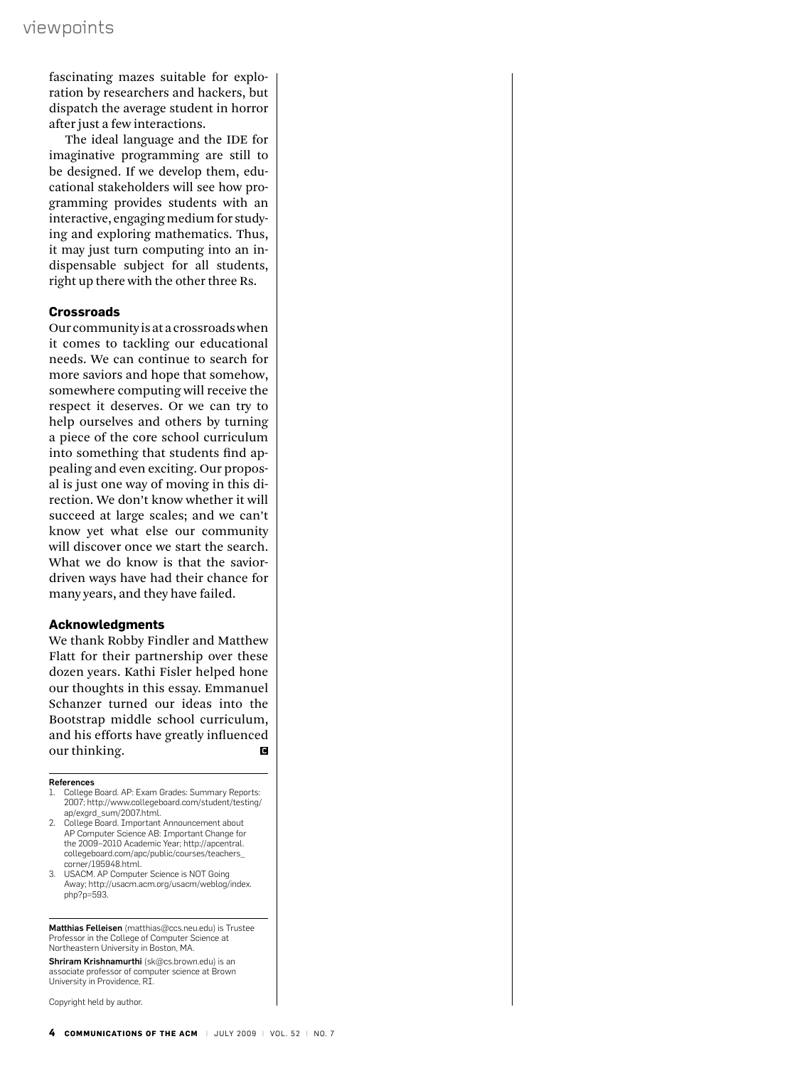fascinating mazes suitable for exploration by researchers and hackers, but dispatch the average student in horror after just a few interactions.

The ideal language and the IDE for imaginative programming are still to be designed. If we develop them, educational stakeholders will see how programming provides students with an interactive, engaging medium for studying and exploring mathematics. Thus, it may just turn computing into an indispensable subject for all students, right up there with the other three Rs.

### Crossroads

Our community is at a crossroads when it comes to tackling our educational needs. We can continue to search for more saviors and hope that somehow, somewhere computing will receive the respect it deserves. Or we can try to help ourselves and others by turning a piece of the core school curriculum into something that students find appealing and even exciting. Our proposal is just one way of moving in this direction. We don't know whether it will succeed at large scales; and we can't know yet what else our community will discover once we start the search. What we do know is that the savior-driven ways have had their chance for many years, and they have failed.

### Acknowledgments

We thank Robby Findler and Matthew Flatt for their partnership over these dozen years. Kathi Fisler helped hone our thoughts in this essay. Emmanuel Schanzer turned our ideas into the Bootstrap middle school curriculum, and his efforts have greatly influenced our thinking.

**References**

1. College Board. AP: Exam Grades: Summary Reports: 2007; http://www.collegeboard.com/student/testing/ap/exgrd_sum/2007.html.
2. College Board. Important Announcement about AP Computer Science AB: Important Change for the 2009–2010 Academic Year; http://apcentral.collegeboard.com/apc/public/courses/teachers_corner/195948.html.
3. USACM. AP Computer Science is NOT Going Away; http://usacm.acm.org/usacm/weblog/index.php?p=593.

**Matthias Felleisen** (matthias@ccs.neu.edu) is Trustee Professor in the College of Computer Science at Northeastern University in Boston, MA.

**Shriram Krishnamurthi** (sk@cs.brown.edu) is an associate professor of computer science at Brown University in Providence, RI.

Copyright held by author.